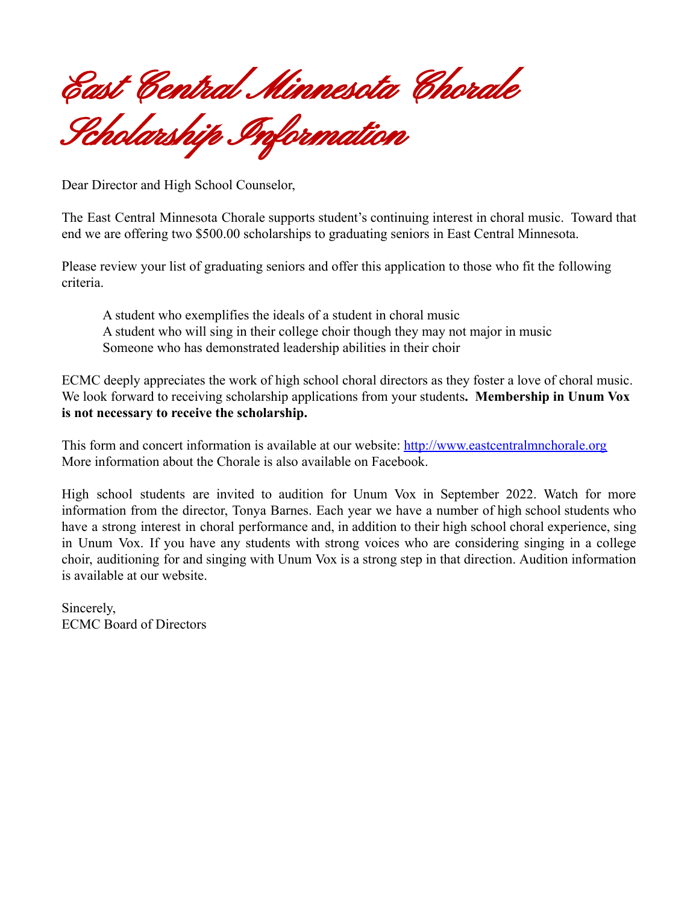# East Central Minnesota Chorale Scholarship Information

Dear Director and High School Counselor,

The East Central Minnesota Chorale supports student's continuing interest in choral music. Toward that end we are offering two $500.00 scholarships to graduating seniors in East Central Minnesota.

Please review your list of graduating seniors and offer this application to those who fit the following criteria.

> A student who exemplifies the ideals of a student in choral music
> A student who will sing in their college choir though they may not major in music
> Someone who has demonstrated leadership abilities in their choir

ECMC deeply appreciates the work of high school choral directors as they foster a love of choral music. We look forward to receiving scholarship applications from your students**. Membership in Unum Vox is not necessary to receive the scholarship.**

This form and concert information is available at our website: [http://www.eastcentralmnchorale.org](http://www.eastcentralmnchorale.org)
More information about the Chorale is also available on Facebook.

High school students are invited to audition for Unum Vox in September 2022. Watch for more information from the director, Tonya Barnes. Each year we have a number of high school students who have a strong interest in choral performance and, in addition to their high school choral experience, sing in Unum Vox. If you have any students with strong voices who are considering singing in a college choir, auditioning for and singing with Unum Vox is a strong step in that direction. Audition information is available at our website.

Sincerely,
ECMC Board of Directors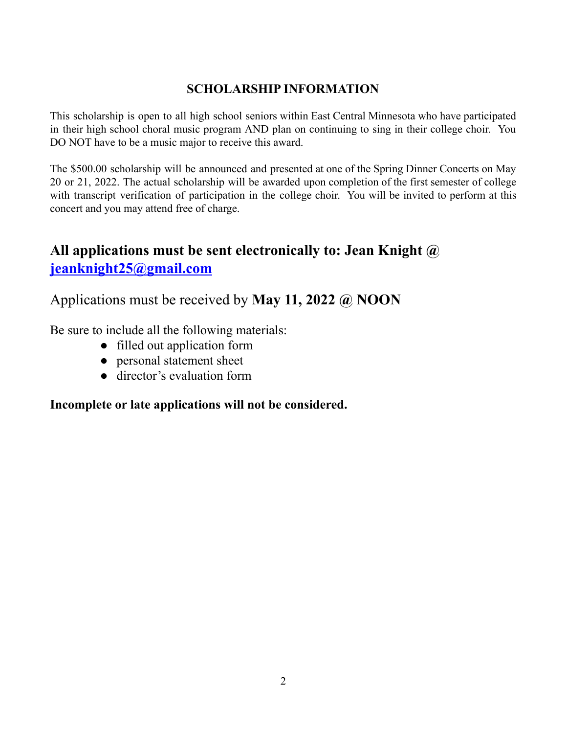# SCHOLARSHIP INFORMATION

This scholarship is open to all high school seniors within East Central Minnesota who have participated in their high school choral music program AND plan on continuing to sing in their college choir. You DO NOT have to be a music major to receive this award.

The $500.00 scholarship will be announced and presented at one of the Spring Dinner Concerts on May 20 or 21, 2022. The actual scholarship will be awarded upon completion of the first semester of college with transcript verification of participation in the college choir. You will be invited to perform at this concert and you may attend free of charge.

## All applications must be sent electronically to: Jean Knight @ [jeanknight25@gmail.com](mailto:jeanknight25@gmail.com)

Applications must be received by **May 11, 2022 @ NOON**

Be sure to include all the following materials:

- filled out application form
- personal statement sheet
- director's evaluation form

**Incomplete or late applications will not be considered.**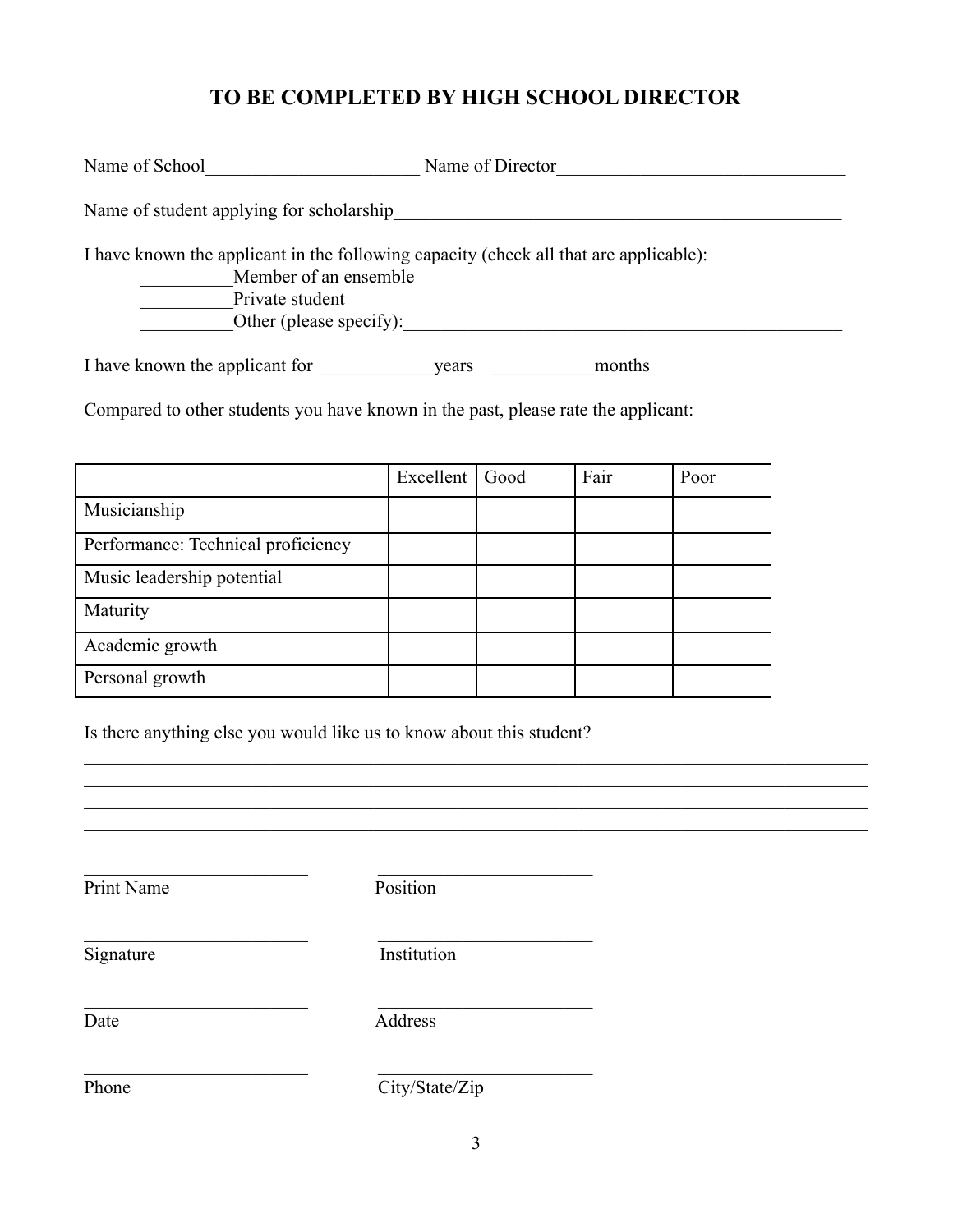## TO BE COMPLETED BY HIGH SCHOOL DIRECTOR

Name of School_______________________ Name of Director_______________________________

Name of student applying for scholarship__________________________________________________

I have known the applicant in the following capacity (check all that are applicable):

__________Member of an ensemble
__________Private student
__________Other (please specify):_________________________________________________

I have known the applicant for ____________years ___________months

Compared to other students you have known in the past, please rate the applicant:

| | Excellent | Good | Fair | Poor |
|---|---|---|---|---|
| Musicianship | | | | |
| Performance: Technical proficiency | | | | |
| Music leadership potential | | | | |
| Maturity | | | | |
| Academic growth | | | | |
| Personal growth | | | | |

Is there anything else you would like us to know about this student?

_____________________________________________________________________________________
_____________________________________________________________________________________
_____________________________________________________________________________________
_____________________________________________________________________________________

________________________ ________________________
Print Name Position

________________________ ________________________
Signature Institution

________________________ ________________________
Date Address

________________________ ________________________
Phone City/State/Zip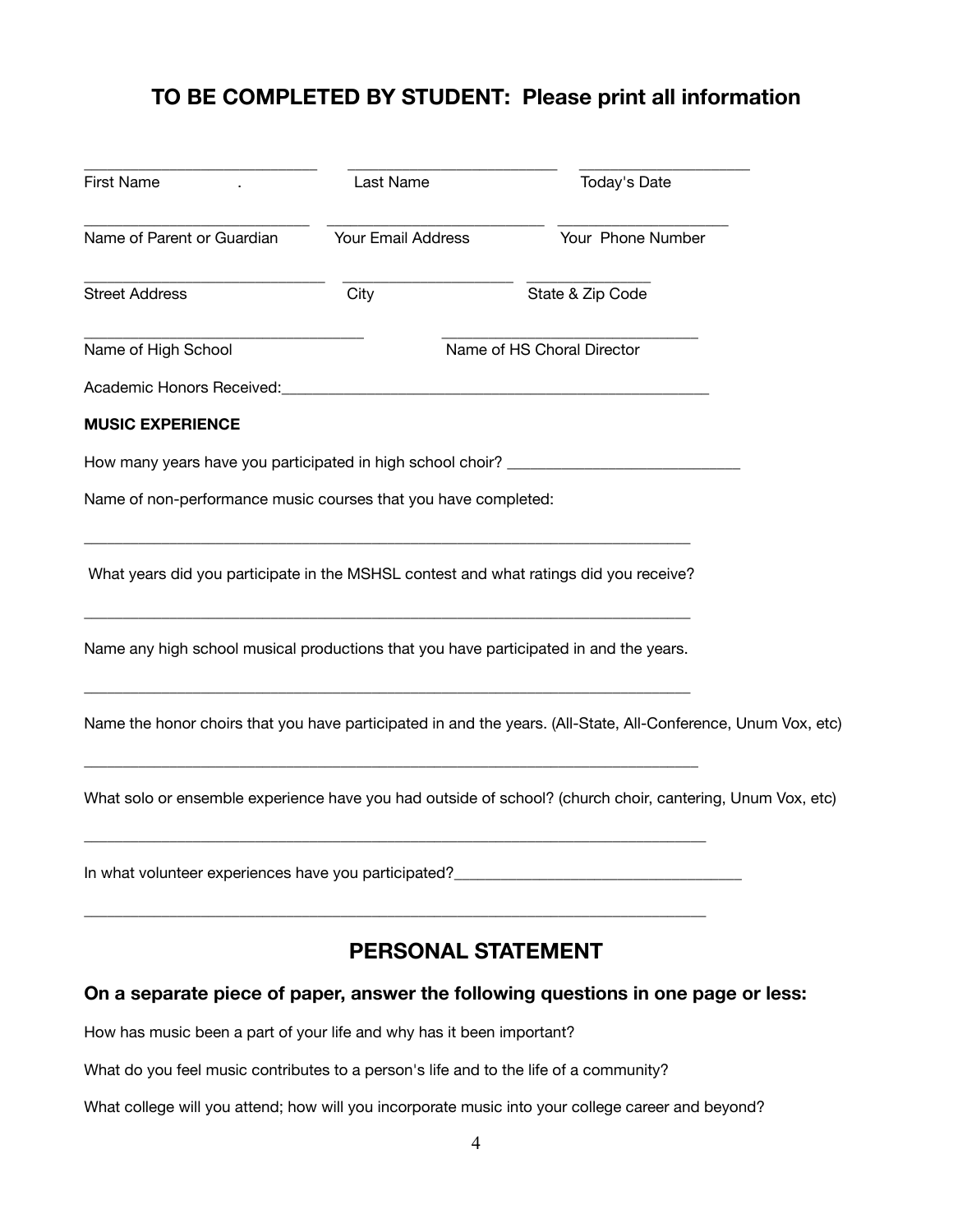## TO BE COMPLETED BY STUDIENT: Please print all information

____________________________ ____________________________ ____________________________
First Name . Last Name Today's Date

____________________________ ____________________________ ____________________________
Name of Parent or Guardian Your Email Address Your Phone Number

____________________________ ____________________________ ____________________________
Street Address City State & Zip Code

____________________________ ____________________________
Name of High School Name of HS Choral Director

Academic Honors Received:____________________________________________________

**MUSIC EXPERIENCE**

How many years have you participated in high school choir? ____________________________

Name of non-performance music courses that you have completed:

____________________________________________________________________________

What years did you participate in the MSHSL contest and what ratings did you receive?

____________________________________________________________________________

Name any high school musical productions that you have participated in and the years.

____________________________________________________________________________

Name the honor choirs that you have participated in and the years. (All-State, All-Conference, Unum Vox, etc)

____________________________________________________________________________

What solo or ensemble experience have you had outside of school? (church choir, cantering, Unum Vox, etc)

____________________________________________________________________________

In what volunteer experiences have you participated?___________________________________

____________________________________________________________________________

## PERSONAL STATEMENT

### On a separate piece of paper, answer the following questions in one page or less:

How has music been a part of your life and why has it been important?

What do you feel music contributes to a person's life and to the life of a community?

What college will you attend; how will you incorporate music into your college career and beyond?